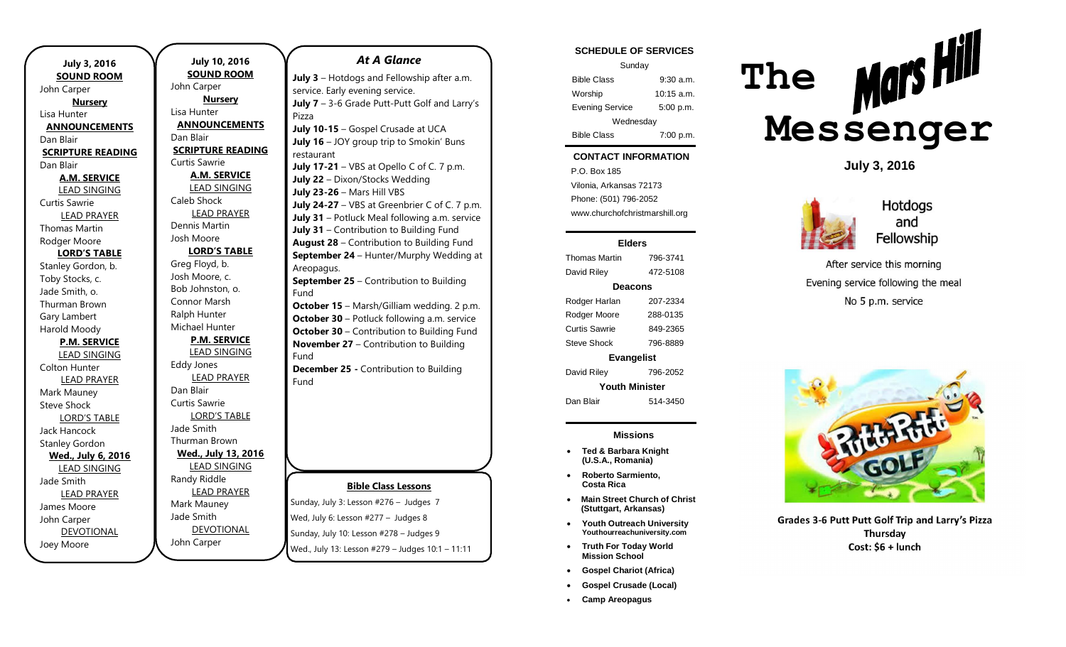**July 3, 2016**

**SOUND ROOM**
John Carper

**Nursery**
Lisa Hunter

**ANNOUNCEMENTS**
Dan Blair

**SCRIPTURE READING**
Dan Blair

**A.M. SERVICE**

LEAD SINGING
Curtis Sawrie

LEAD PRAYER
Thomas Martin
Rodger Moore

**LORD'S TABLE**
Stanley Gordon, b.
Toby Stocks, c.
Jade Smith, o.
Thurman Brown
Gary Lambert
Harold Moody

**P.M. SERVICE**

LEAD SINGING
Colton Hunter

LEAD PRAYER
Mark Mauney
Steve Shock

LORD'S TABLE
Jack Hancock
Stanley Gordon

**Wed., July 6, 2016**

LEAD SINGING
Jade Smith

LEAD PRAYER
James Moore
John Carper

DEVOTIONAL
Joey Moore

**July 10, 2016**

**SOUND ROOM**
John Carper

**Nursery**
Lisa Hunter

**ANNOUNCEMENTS**
Dan Blair

**SCRIPTURE READING**
Curtis Sawrie

**A.M. SERVICE**

LEAD SINGING
Caleb Shock

LEAD PRAYER
Dennis Martin
Josh Moore

**LORD'S TABLE**
Greg Floyd, b.
Josh Moore, c.
Bob Johnston, o.
Connor Marsh
Ralph Hunter
Michael Hunter

**P.M. SERVICE**

LEAD SINGING
Eddy Jones

LEAD PRAYER
Dan Blair
Curtis Sawrie

LORD'S TABLE
Jade Smith
Thurman Brown

**Wed., July 13, 2016**

LEAD SINGING
Randy Riddle

LEAD PRAYER
Mark Mauney
Jade Smith

DEVOTIONAL
John Carper

## *At A Glance*

**July 3** – Hotdogs and Fellowship after a.m. service. Early evening service.
**July 7** – 3-6 Grade Putt-Putt Golf and Larry's Pizza
**July 10-15** – Gospel Crusade at UCA
**July 16** – JOY group trip to Smokin' Buns restaurant
**July 17-21** – VBS at Opello C of C. 7 p.m.
**July 22** – Dixon/Stocks Wedding
**July 23-26** – Mars Hill VBS
**July 24-27** – VBS at Greenbrier C of C. 7 p.m.
**July 31** – Potluck Meal following a.m. service
**July 31** – Contribution to Building Fund
**August 28** – Contribution to Building Fund
**September 24** – Hunter/Murphy Wedding at Areopagus.
**September 25** – Contribution to Building Fund
**October 15** – Marsh/Gilliam wedding. 2 p.m.
**October 30** – Potluck following a.m. service
**October 30** – Contribution to Building Fund
**November 27** – Contribution to Building Fund
**December 25 -** Contribution to Building Fund

**Bible Class Lessons**

Sunday, July 3: Lesson #276 – Judges 7
Wed, July 6: Lesson #277 – Judges 8
Sunday, July 10: Lesson #278 – Judges 9
Wed., July 13: Lesson #279 – Judges 10:1 – 11:11

**SCHEDULE OF SERVICES**

| Sunday | |
|---|---|
| Bible Class | 9:30 a.m. |
| Worship | 10:15 a.m. |
| Evening Service | 5:00 p.m. |
| Wednesday | |
| Bible Class | 7:00 p.m. |

**CONTACT INFORMATION**

P.O. Box 185
Vilonia, Arkansas 72173
Phone: (501) 796-2052
www.churchofchristmarshill.org

**Elders**

| | |
|---|---|
| Thomas Martin | 796-3741 |
| David Riley | 472-5108 |

**Deacons**

| | |
|---|---|
| Rodger Harlan | 207-2334 |
| Rodger Moore | 288-0135 |
| Curtis Sawrie | 849-2365 |
| Steve Shock | 796-8889 |

**Evangelist**

| | |
|---|---|
| David Riley | 796-2052 |

**Youth Minister**

| | |
|---|---|
| Dan Blair | 514-3450 |

**Missions**

- **Ted & Barbara Knight (U.S.A., Romania)**
- **Roberto Sarmiento, Costa Rica**
- **Main Street Church of Christ (Stuttgart, Arkansas)**
- **Youth Outreach University** Youthourreachuniversity.com
- **Truth For Today World Mission School**
- **Gospel Chariot (Africa)**
- **Gospel Crusade (Local)**
- **Camp Areopagus**

# The Mars Hill Messenger

**July 3, 2016**

Hotdogs and Fellowship

After service this morning
Evening service following the meal
No 5 p.m. service

**Grades 3-6 Putt Putt Golf Trip and Larry's Pizza**
**Thursday**
**Cost: $6 + lunch**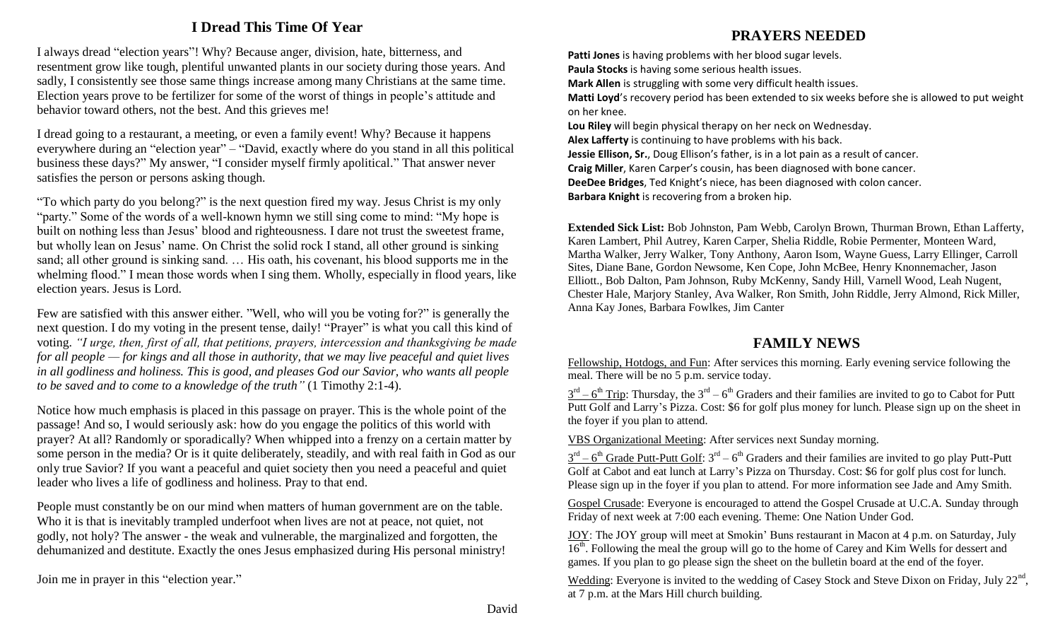## I Dread This Time Of Year

I always dread "election years"! Why? Because anger, division, hate, bitterness, and resentment grow like tough, plentiful unwanted plants in our society during those years. And sadly, I consistently see those same things increase among many Christians at the same time. Election years prove to be fertilizer for some of the worst of things in people's attitude and behavior toward others, not the best. And this grieves me!

I dread going to a restaurant, a meeting, or even a family event! Why? Because it happens everywhere during an "election year" – "David, exactly where do you stand in all this political business these days?" My answer, "I consider myself firmly apolitical." That answer never satisfies the person or persons asking though.

"To which party do you belong?" is the next question fired my way. Jesus Christ is my only "party." Some of the words of a well-known hymn we still sing come to mind: "My hope is built on nothing less than Jesus' blood and righteousness. I dare not trust the sweetest frame, but wholly lean on Jesus' name. On Christ the solid rock I stand, all other ground is sinking sand; all other ground is sinking sand. … His oath, his covenant, his blood supports me in the whelming flood." I mean those words when I sing them. Wholly, especially in flood years, like election years. Jesus is Lord.

Few are satisfied with this answer either. "Well, who will you be voting for?" is generally the next question. I do my voting in the present tense, daily! "Prayer" is what you call this kind of voting. *"I urge, then, first of all, that petitions, prayers, intercession and thanksgiving be made for all people — for kings and all those in authority, that we may live peaceful and quiet lives in all godliness and holiness. This is good, and pleases God our Savior, who wants all people to be saved and to come to a knowledge of the truth"* (1 Timothy 2:1-4).

Notice how much emphasis is placed in this passage on prayer. This is the whole point of the passage! And so, I would seriously ask: how do you engage the politics of this world with prayer? At all? Randomly or sporadically? When whipped into a frenzy on a certain matter by some person in the media? Or is it quite deliberately, steadily, and with real faith in God as our only true Savior? If you want a peaceful and quiet society then you need a peaceful and quiet leader who lives a life of godliness and holiness. Pray to that end.

People must constantly be on our mind when matters of human government are on the table. Who it is that is inevitably trampled underfoot when lives are not at peace, not quiet, not godly, not holy? The answer - the weak and vulnerable, the marginalized and forgotten, the dehumanized and destitute. Exactly the ones Jesus emphasized during His personal ministry!

Join me in prayer in this "election year."

David

## PRAYERS NEEDED

**Patti Jones** is having problems with her blood sugar levels.
**Paula Stocks** is having some serious health issues.
**Mark Allen** is struggling with some very difficult health issues.
**Matti Loyd**'s recovery period has been extended to six weeks before she is allowed to put weight on her knee.
**Lou Riley** will begin physical therapy on her neck on Wednesday.
**Alex Lafferty** is continuing to have problems with his back.
**Jessie Ellison, Sr.**, Doug Ellison's father, is in a lot pain as a result of cancer.
**Craig Miller**, Karen Carper's cousin, has been diagnosed with bone cancer.
**DeeDee Bridges**, Ted Knight's niece, has been diagnosed with colon cancer.
**Barbara Knight** is recovering from a broken hip.

**Extended Sick List:** Bob Johnston, Pam Webb, Carolyn Brown, Thurman Brown, Ethan Lafferty, Karen Lambert, Phil Autrey, Karen Carper, Shelia Riddle, Robie Permenter, Monteen Ward, Martha Walker, Jerry Walker, Tony Anthony, Aaron Isom, Wayne Guess, Larry Ellinger, Carroll Sites, Diane Bane, Gordon Newsome, Ken Cope, John McBee, Henry Knonnemacher, Jason Elliott., Bob Dalton, Pam Johnson, Ruby McKenny, Sandy Hill, Varnell Wood, Leah Nugent, Chester Hale, Marjory Stanley, Ava Walker, Ron Smith, John Riddle, Jerry Almond, Rick Miller, Anna Kay Jones, Barbara Fowlkes, Jim Canter

## FAMILY NEWS

Fellowship, Hotdogs, and Fun: After services this morning. Early evening service following the meal. There will be no 5 p.m. service today.

3rd – 6th Trip: Thursday, the 3rd – 6th Graders and their families are invited to go to Cabot for Putt Putt Golf and Larry's Pizza. Cost: $6 for golf plus money for lunch. Please sign up on the sheet in the foyer if you plan to attend.

VBS Organizational Meeting: After services next Sunday morning.

3rd – 6th Grade Putt-Putt Golf: 3rd – 6th Graders and their families are invited to go play Putt-Putt Golf at Cabot and eat lunch at Larry's Pizza on Thursday. Cost: $6 for golf plus cost for lunch. Please sign up in the foyer if you plan to attend. For more information see Jade and Amy Smith.

Gospel Crusade: Everyone is encouraged to attend the Gospel Crusade at U.C.A. Sunday through Friday of next week at 7:00 each evening. Theme: One Nation Under God.

JOY: The JOY group will meet at Smokin' Buns restaurant in Macon at 4 p.m. on Saturday, July 16th. Following the meal the group will go to the home of Carey and Kim Wells for dessert and games. If you plan to go please sign the sheet on the bulletin board at the end of the foyer.

Wedding: Everyone is invited to the wedding of Casey Stock and Steve Dixon on Friday, July 22nd, at 7 p.m. at the Mars Hill church building.